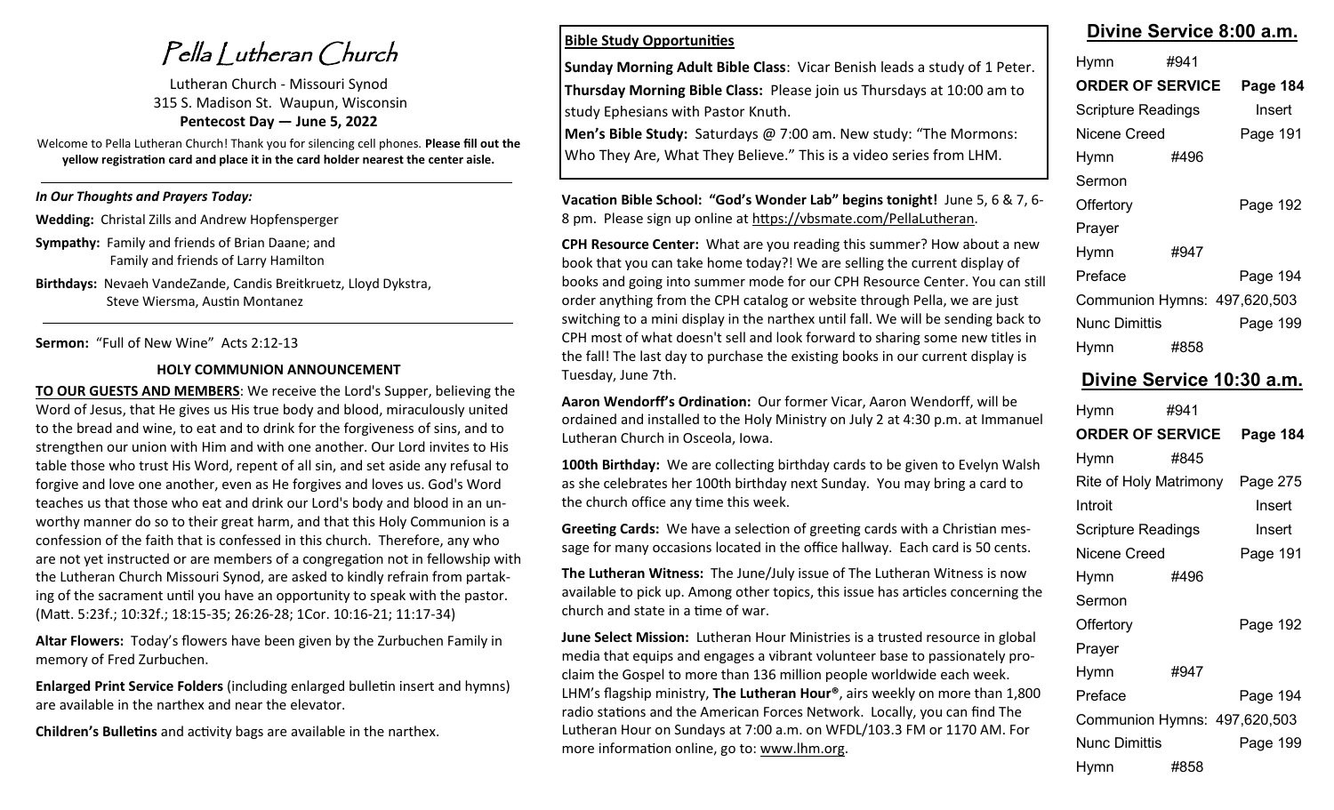# Pella Lutheran Church

Lutheran Church - Missouri Synod
315 S. Madison St. Waupun, Wisconsin
**Pentecost Day — June 5, 2022**

Welcome to Pella Lutheran Church! Thank you for silencing cell phones. **Please fill out the yellow registration card and place it in the card holder nearest the center aisle.**

---

### *In Our Thoughts and Prayers Today:*

**Wedding:** Christal Zills and Andrew Hopfensperger

**Sympathy:** Family and friends of Brian Daane; and
Family and friends of Larry Hamilton

**Birthdays:** Nevaeh VandeZande, Candis Breitkruetz, Lloyd Dykstra, Steve Wiersma, Austin Montanez

---

**Sermon:** "Full of New Wine" Acts 2:12-13

### HOLY COMMUNION ANNOUNCEMENT

**TO OUR GUESTS AND MEMBERS**: We receive the Lord's Supper, believing the Word of Jesus, that He gives us His true body and blood, miraculously united to the bread and wine, to eat and to drink for the forgiveness of sins, and to strengthen our union with Him and with one another. Our Lord invites to His table those who trust His Word, repent of all sin, and set aside any refusal to forgive and love one another, even as He forgives and loves us. God's Word teaches us that those who eat and drink our Lord's body and blood in an unworthy manner do so to their great harm, and that this Holy Communion is a confession of the faith that is confessed in this church. Therefore, any who are not yet instructed or are members of a congregation not in fellowship with the Lutheran Church Missouri Synod, are asked to kindly refrain from partaking of the sacrament until you have an opportunity to speak with the pastor. (Matt. 5:23f.; 10:32f.; 18:15-35; 26:26-28; 1Cor. 10:16-21; 11:17-34)

**Altar Flowers:** Today's flowers have been given by the Zurbuchen Family in memory of Fred Zurbuchen.

**Enlarged Print Service Folders** (including enlarged bulletin insert and hymns) are available in the narthex and near the elevator.

**Children's Bulletins** and activity bags are available in the narthex.

---

**Bible Study Opportunities**

**Sunday Morning Adult Bible Class**: Vicar Benish leads a study of 1 Peter.

**Thursday Morning Bible Class:** Please join us Thursdays at 10:00 am to study Ephesians with Pastor Knuth.

**Men's Bible Study:** Saturdays @ 7:00 am. New study: "The Mormons: Who They Are, What They Believe." This is a video series from LHM.

---

**Vacation Bible School: "God's Wonder Lab" begins tonight!** June 5, 6 & 7, 6-8 pm. Please sign up online at https://vbsmate.com/PellaLutheran.

**CPH Resource Center:** What are you reading this summer? How about a new book that you can take home today?! We are selling the current display of books and going into summer mode for our CPH Resource Center. You can still order anything from the CPH catalog or website through Pella, we are just switching to a mini display in the narthex until fall. We will be sending back to CPH most of what doesn't sell and look forward to sharing some new titles in the fall! The last day to purchase the existing books in our current display is Tuesday, June 7th.

**Aaron Wendorff's Ordination:** Our former Vicar, Aaron Wendorff, will be ordained and installed to the Holy Ministry on July 2 at 4:30 p.m. at Immanuel Lutheran Church in Osceola, Iowa.

**100th Birthday:** We are collecting birthday cards to be given to Evelyn Walsh as she celebrates her 100th birthday next Sunday. You may bring a card to the church office any time this week.

**Greeting Cards:** We have a selection of greeting cards with a Christian message for many occasions located in the office hallway. Each card is 50 cents.

**The Lutheran Witness:** The June/July issue of The Lutheran Witness is now available to pick up. Among other topics, this issue has articles concerning the church and state in a time of war.

**June Select Mission:** Lutheran Hour Ministries is a trusted resource in global media that equips and engages a vibrant volunteer base to passionately proclaim the Gospel to more than 136 million people worldwide each week. LHM's flagship ministry, **The Lutheran Hour®**, airs weekly on more than 1,800 radio stations and the American Forces Network. Locally, you can find The Lutheran Hour on Sundays at 7:00 a.m. on WFDL/103.3 FM or 1170 AM. For more information online, go to: www.lhm.org.

---

## Divine Service 8:00 a.m.

| | | |
|---|---|---|
| Hymn | #941 | |
| **ORDER OF SERVICE** | | **Page 184** |
| Scripture Readings | | Insert |
| Nicene Creed | | Page 191 |
| Hymn | #496 | |
| Sermon | | |
| Offertory | | Page 192 |
| Prayer | | |
| Hymn | #947 | |
| Preface | | Page 194 |
| Communion Hymns: | 497,620,503 | |
| Nunc Dimittis | | Page 199 |
| Hymn | #858 | |

## Divine Service 10:30 a.m.

| | | |
|---|---|---|
| Hymn | #941 | |
| **ORDER OF SERVICE** | | **Page 184** |
| Hymn | #845 | |
| Rite of Holy Matrimony | | Page 275 |
| Introit | | Insert |
| Scripture Readings | | Insert |
| Nicene Creed | | Page 191 |
| Hymn | #496 | |
| Sermon | | |
| Offertory | | Page 192 |
| Prayer | | |
| Hymn | #947 | |
| Preface | | Page 194 |
| Communion Hymns: | 497,620,503 | |
| Nunc Dimittis | | Page 199 |
| Hymn | #858 | |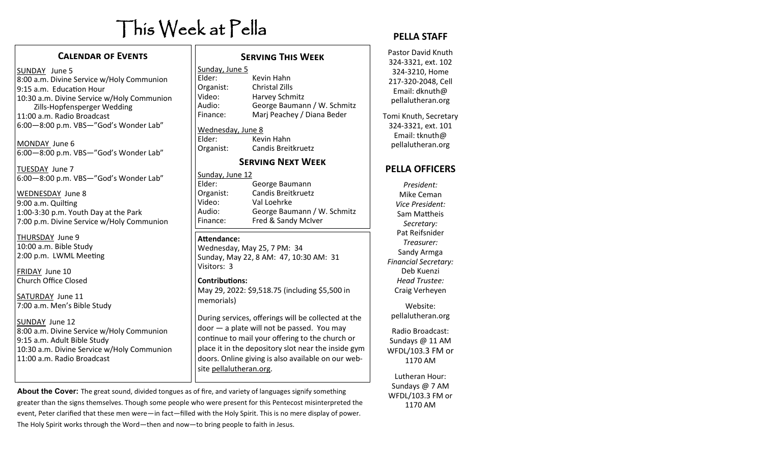# This Week at Pella

## Calendar of Events

SUNDAY June 5
8:00 a.m. Divine Service w/Holy Communion
9:15 a.m. Education Hour
10:30 a.m. Divine Service w/Holy Communion
Zills-Hopfensperger Wedding
11:00 a.m. Radio Broadcast
6:00—8:00 p.m. VBS—"God's Wonder Lab"

MONDAY June 6
6:00—8:00 p.m. VBS—"God's Wonder Lab"

TUESDAY June 7
6:00—8:00 p.m. VBS—"God's Wonder Lab"

WEDNESDAY June 8
9:00 a.m. Quilting
1:00-3:30 p.m. Youth Day at the Park
7:00 p.m. Divine Service w/Holy Communion

THURSDAY June 9
10:00 a.m. Bible Study
2:00 p.m. LWML Meeting

FRIDAY June 10
Church Office Closed

SATURDAY June 11
7:00 a.m. Men's Bible Study

SUNDAY June 12
8:00 a.m. Divine Service w/Holy Communion
9:15 a.m. Adult Bible Study
10:30 a.m. Divine Service w/Holy Communion
11:00 a.m. Radio Broadcast

## Serving This Week

Sunday, June 5

| | |
|---|---|
| Elder: | Kevin Hahn |
| Organist: | Christal Zills |
| Video: | Harvey Schmitz |
| Audio: | George Baumann / W. Schmitz |
| Finance: | Marj Peachey / Diana Beder |

Wednesday, June 8

| | |
|---|---|
| Elder: | Kevin Hahn |
| Organist: | Candis Breitkruetz |

## Serving Next Week

Sunday, June 12

| | |
|---|---|
| Elder: | George Baumann |
| Organist: | Candis Breitkruetz |
| Video: | Val Loehrke |
| Audio: | George Baumann / W. Schmitz |
| Finance: | Fred & Sandy McIver |

**Attendance:**
Wednesday, May 25, 7 PM: 34
Sunday, May 22, 8 AM: 47, 10:30 AM: 31
Visitors: 3

**Contributions:**
May 29, 2022: $9,518.75 (including $5,500 in memorials)

During services, offerings will be collected at the door — a plate will not be passed. You may continue to mail your offering to the church or place it in the depository slot near the inside gym doors. Online giving is also available on our website pellalutheran.org.

**About the Cover:** The great sound, divided tongues as of fire, and variety of languages signify something greater than the signs themselves. Though some people who were present for this Pentecost misinterpreted the event, Peter clarified that these men were—in fact—filled with the Holy Spirit. This is no mere display of power. The Holy Spirit works through the Word—then and now—to bring people to faith in Jesus.

## PELLA STAFF

Pastor David Knuth
324-3321, ext. 102
324-3210, Home
217-320-2048, Cell
Email: dknuth@pellalutheran.org

Tomi Knuth, Secretary
324-3321, ext. 101
Email: tknuth@pellalutheran.org

## PELLA OFFICERS

*President:*
Mike Ceman
*Vice President:*
Sam Mattheis
*Secretary:*
Pat Reifsnider
*Treasurer:*
Sandy Armga
*Financial Secretary:*
Deb Kuenzi
*Head Trustee:*
Craig Verheyen

Website:
pellalutheran.org

Radio Broadcast:
Sundays @ 11 AM
WFDL/103.3 FM or 1170 AM

Lutheran Hour:
Sundays @ 7 AM
WFDL/103.3 FM or 1170 AM